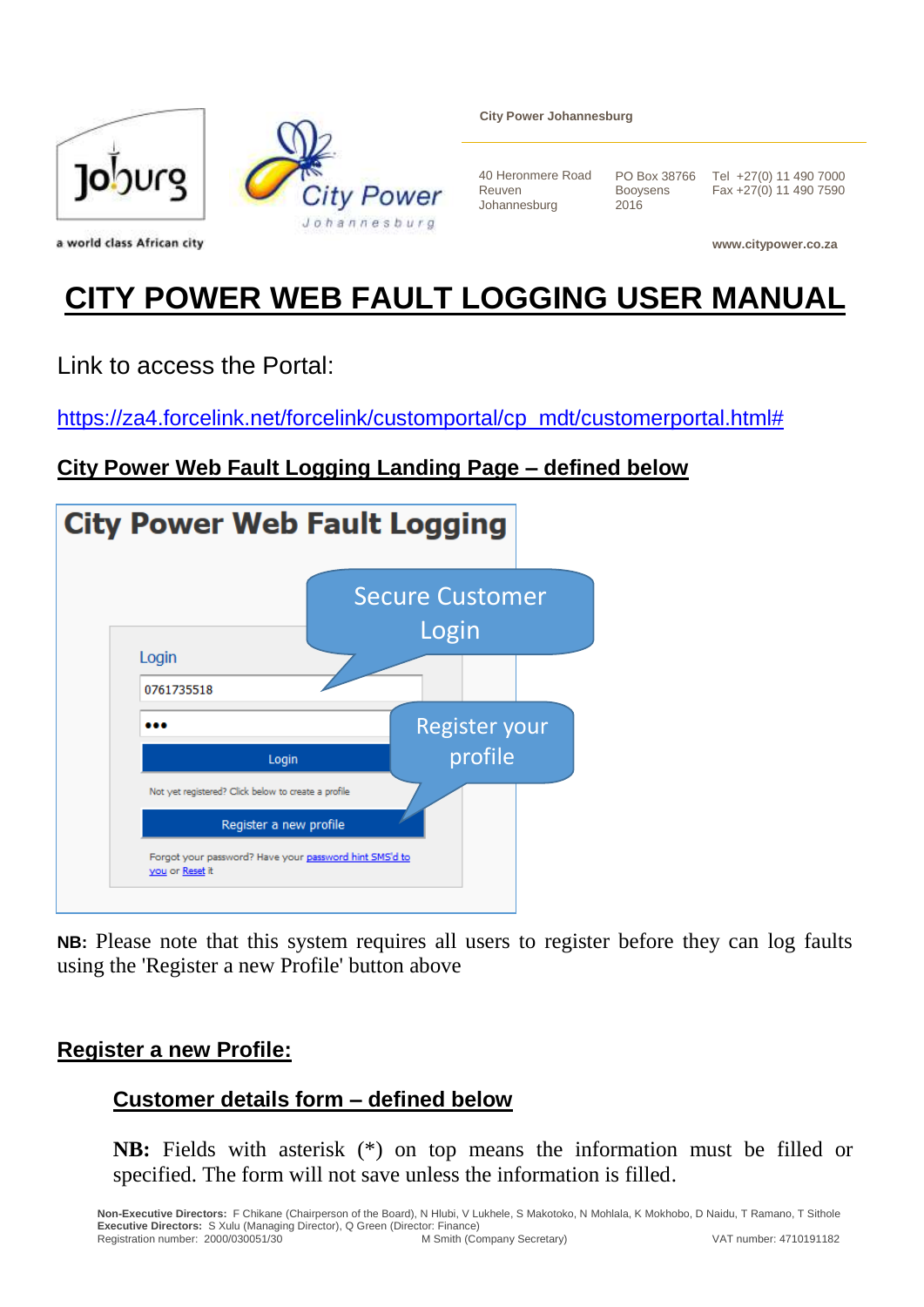City Power Johannesburg

40 Heronmere Road
Reuven
Johannesburg

PO Box 38766
Booysens
2016

Tel +27(0) 11 490 7000
Fax +27(0) 11 490 7590

www.citypower.co.za

# CITY POWER WEB FAULT LOGGING USER MANUAL

Link to access the Portal:

https://za4.forcelink.net/forcelink/customportal/cp_mdt/customerportal.html#

## City Power Web Fault Logging Landing Page – defined below

City Power Web Fault Logging

Secure Customer Login

Login

0761735518

•••

Login

Register your profile

Not yet registered? Click below to create a profile

Register a new profile

Forgot your password? Have your password hint SMS'd to you or Reset it

**NB:** Please note that this system requires all users to register before they can log faults using the 'Register a new Profile' button above

## Register a new Profile:

### Customer details form – defined below

**NB:** Fields with asterisk (*) on top means the information must be filled or specified. The form will not save unless the information is filled.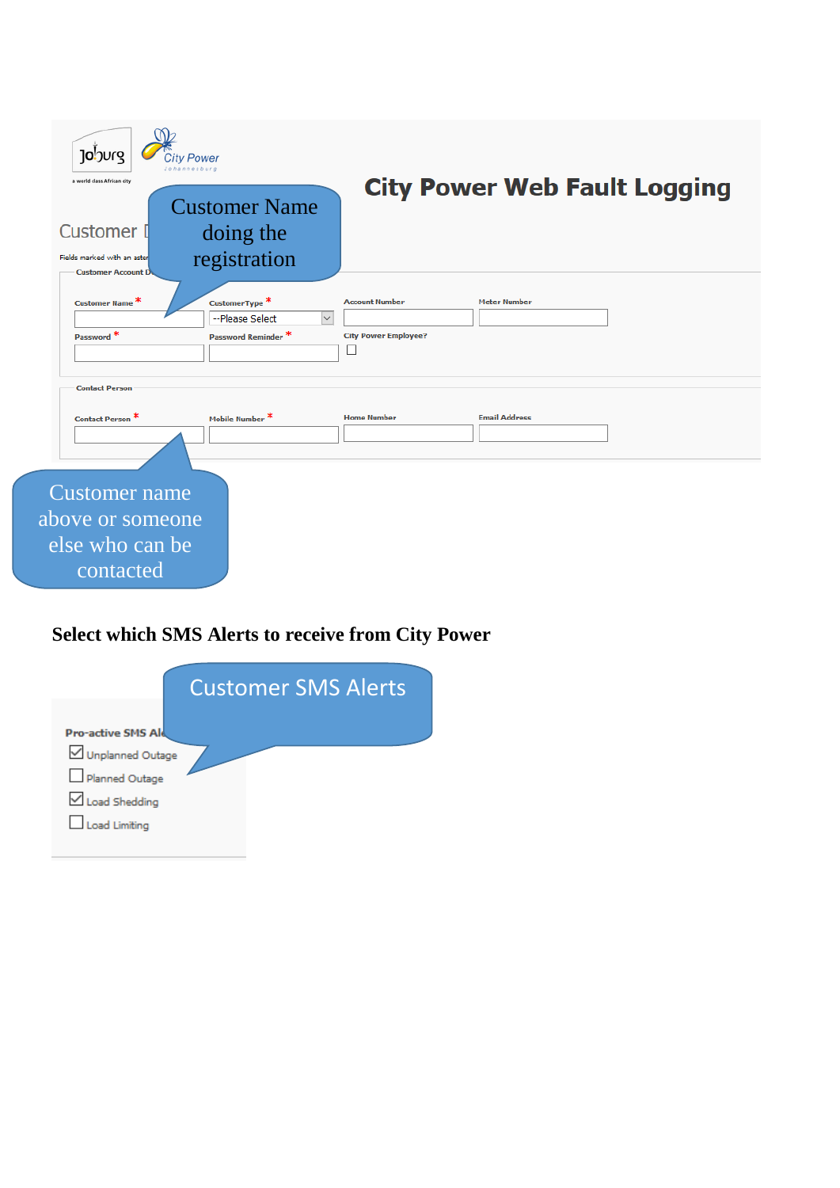# City Power Web Fault Logging

Customer Name doing the registration

Customer D

Fields marked with an aster

**Customer Account D**

| Customer Name * | CustomerType * | Account Number | Meter Number |
|---|---|---|---|
| | --Please Select | | |
| Password * | Password Reminder * | City Power Employee? | |
| | | ☐ | |

**Contact Person**

| Contact Person * | Mobile Number * | Home Number | Email Address |
|---|---|---|---|
| | | | |

Customer name above or someone else who can be contacted

**Select which SMS Alerts to receive from City Power**

Customer SMS Alerts

**Pro-active SMS Al**

- ☑ Unplanned Outage
- ☐ Planned Outage
- ☑ Load Shedding
- ☐ Load Limiting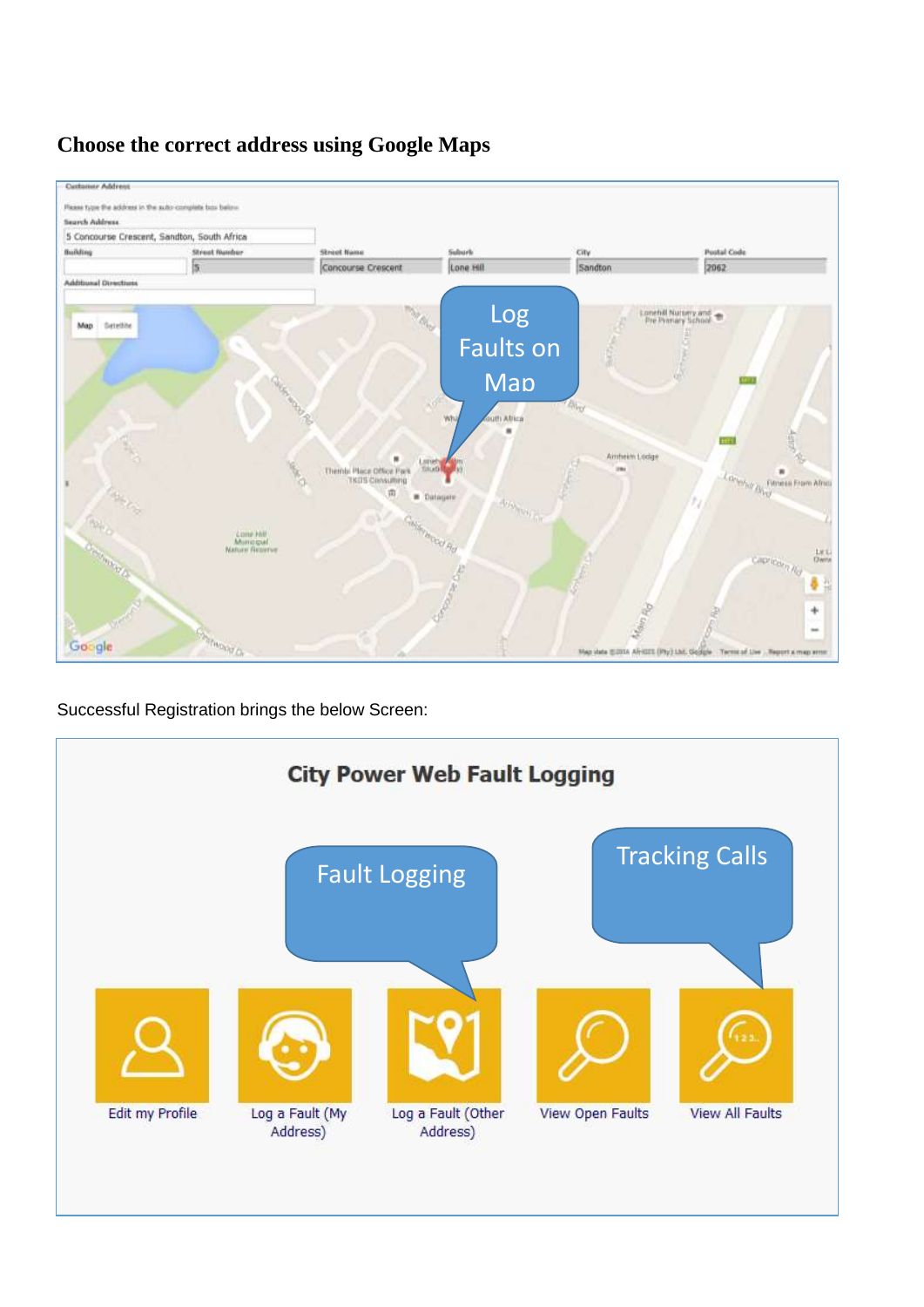### Choose the correct address using Google Maps

Customer Address

Please type the address in the auto-complete box below

Search Address

5 Concourse Crescent, Sandton, South Africa

| Building | Street Number | Street Name | Suburb | City | Postal Code |
|---|---|---|---|---|---|
| | 5 | Concourse Crescent | Lone Hill | Sandton | 2062 |

Additional Directions

Log Faults on Map

Successful Registration brings the below Screen:

City Power Web Fault Logging

Fault Logging

Tracking Calls

Edit my Profile

Log a Fault (My Address)

Log a Fault (Other Address)

View Open Faults

View All Faults